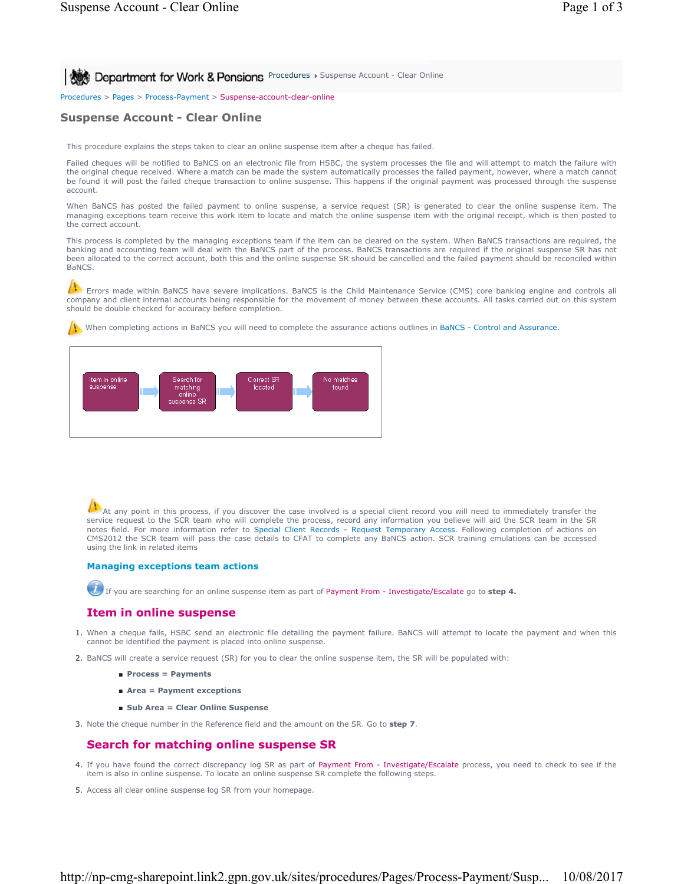Procedures > Pages > Process-Payment > Suspense-account-clear-online

# Suspense Account - Clear Online

This procedure explains the steps taken to clear an online suspense item after a cheque has failed.

Failed cheques will be notified to BaNCS on an electronic file from HSBC, the system processes the file and will attempt to match the failure with the original cheque received. Where a match can be made the system automatically processes the failed payment, however, where a match cannot be found it will post the failed cheque transaction to online suspense. This happens if the original payment was processed through the suspense account.

When BaNCS has posted the failed payment to online suspense, a service request (SR) is generated to clear the online suspense item. The managing exceptions team receive this work item to locate and match the online suspense item with the original receipt, which is then posted to the correct account.

This process is completed by the managing exceptions team if the item can be cleared on the system. When BaNCS transactions are required, the banking and accounting team will deal with the BaNCS part of the process. BaNCS transactions are required if the original suspense SR has not been allocated to the correct account, both this and the online suspense SR should be cancelled and the failed payment should be reconciled within BaNCS.

Errors made within BaNCS have severe implications. BaNCS is the Child Maintenance Service (CMS) core banking engine and controls all company and client internal accounts being responsible for the movement of money between these accounts. All tasks carried out on this system should be double checked for accuracy before completion.

When completing actions in BaNCS you will need to complete the assurance actions outlines in BaNCS - Control and Assurance.

Item in online suspense → Search for matching online suspense SR → Correct SR located → No matches found

At any point in this process, if you discover the case involved is a special client record you will need to immediately transfer the service request to the SCR team who will complete the process, record any information you believe will aid the SCR team in the SR notes field. For more information refer to Special Client Records - Request Temporary Access. Following completion of actions on CMS2012 the SCR team will pass the case details to CFAT to complete any BaNCS action. SCR training emulations can be accessed using the link in related items

### Managing exceptions team actions

If you are searching for an online suspense item as part of Payment From - Investigate/Escalate go to **step 4.**

## Item in online suspense

1. When a cheque fails, HSBC send an electronic file detailing the payment failure. BaNCS will attempt to locate the payment and when this cannot be identified the payment is placed into online suspense.
2. BaNCS will create a service request (SR) for you to clear the online suspense item, the SR will be populated with:
   - **Process = Payments**
   - **Area = Payment exceptions**
   - **Sub Area = Clear Online Suspense**
3. Note the cheque number in the Reference field and the amount on the SR. Go to **step 7**.

## Search for matching online suspense SR

4. If you have found the correct discrepancy log SR as part of Payment From - Investigate/Escalate process, you need to check to see if the item is also in online suspense. To locate an online suspense SR complete the following steps.
5. Access all clear online suspense log SR from your homepage.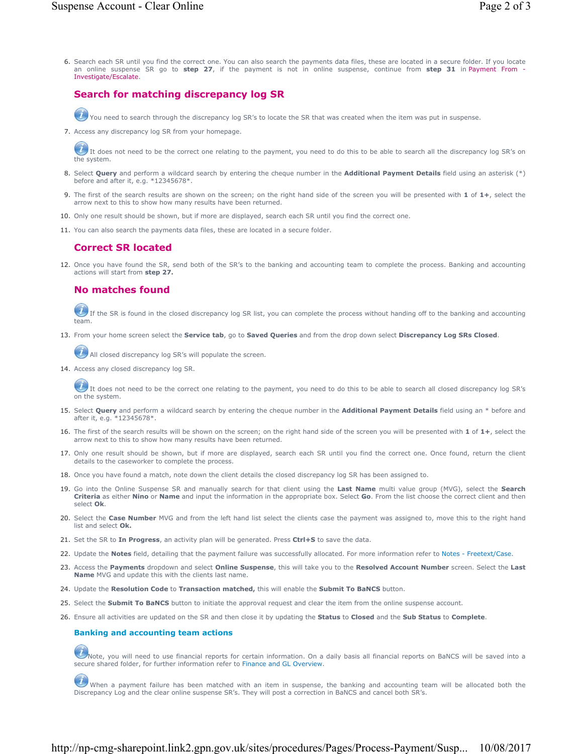6. Search each SR until you find the correct one. You can also search the payments data files, these are located in a secure folder. If you locate an online suspense SR go to **step 27**, if the payment is not in online suspense, continue from **step 31** in Payment From - Investigate/Escalate.

## Search for matching discrepancy log SR

You need to search through the discrepancy log SR's to locate the SR that was created when the item was put in suspense.

7. Access any discrepancy log SR from your homepage.

   It does not need to be the correct one relating to the payment, you need to do this to be able to search all the discrepancy log SR's on the system.

8. Select **Query** and perform a wildcard search by entering the cheque number in the **Additional Payment Details** field using an asterisk (*) before and after it, e.g. *12345678*.
9. The first of the search results are shown on the screen; on the right hand side of the screen you will be presented with **1** of **1+**, select the arrow next to this to show how many results have been returned.
10. Only one result should be shown, but if more are displayed, search each SR until you find the correct one.
11. You can also search the payments data files, these are located in a secure folder.

## Correct SR located

12. Once you have found the SR, send both of the SR's to the banking and accounting team to complete the process. Banking and accounting actions will start from **step 27.**

## No matches found

If the SR is found in the closed discrepancy log SR list, you can complete the process without handing off to the banking and accounting team.

13. From your home screen select the **Service tab**, go to **Saved Queries** and from the drop down select **Discrepancy Log SRs Closed**.

    All closed discrepancy log SR's will populate the screen.

14. Access any closed discrepancy log SR.

    It does not need to be the correct one relating to the payment, you need to do this to be able to search all closed discrepancy log SR's on the system.

15. Select **Query** and perform a wildcard search by entering the cheque number in the **Additional Payment Details** field using an * before and after it, e.g. *12345678*.
16. The first of the search results will be shown on the screen; on the right hand side of the screen you will be presented with **1** of **1+**, select the arrow next to this to show how many results have been returned.
17. Only one result should be shown, but if more are displayed, search each SR until you find the correct one. Once found, return the client details to the caseworker to complete the process.
18. Once you have found a match, note down the client details the closed discrepancy log SR has been assigned to.
19. Go into the Online Suspense SR and manually search for that client using the **Last Name** multi value group (MVG), select the **Search Criteria** as either **Nino** or **Name** and input the information in the appropriate box. Select **Go**. From the list choose the correct client and then select **Ok**.
20. Select the **Case Number** MVG and from the left hand list select the clients case the payment was assigned to, move this to the right hand list and select **Ok.**
21. Set the SR to **In Progress**, an activity plan will be generated. Press **Ctrl+S** to save the data.
22. Update the **Notes** field, detailing that the payment failure was successfully allocated. For more information refer to Notes - Freetext/Case.
23. Access the **Payments** dropdown and select **Online Suspense**, this will take you to the **Resolved Account Number** screen. Select the **Last Name** MVG and update this with the clients last name.
24. Update the **Resolution Code** to **Transaction matched,** this will enable the **Submit To BaNCS** button.
25. Select the **Submit To BaNCS** button to initiate the approval request and clear the item from the online suspense account.
26. Ensure all activities are updated on the SR and then close it by updating the **Status** to **Closed** and the **Sub Status** to **Complete**.

### Banking and accounting team actions

Note, you will need to use financial reports for certain information. On a daily basis all financial reports on BaNCS will be saved into a secure shared folder, for further information refer to Finance and GL Overview.

When a payment failure has been matched with an item in suspense, the banking and accounting team will be allocated both the Discrepancy Log and the clear online suspense SR's. They will post a correction in BaNCS and cancel both SR's.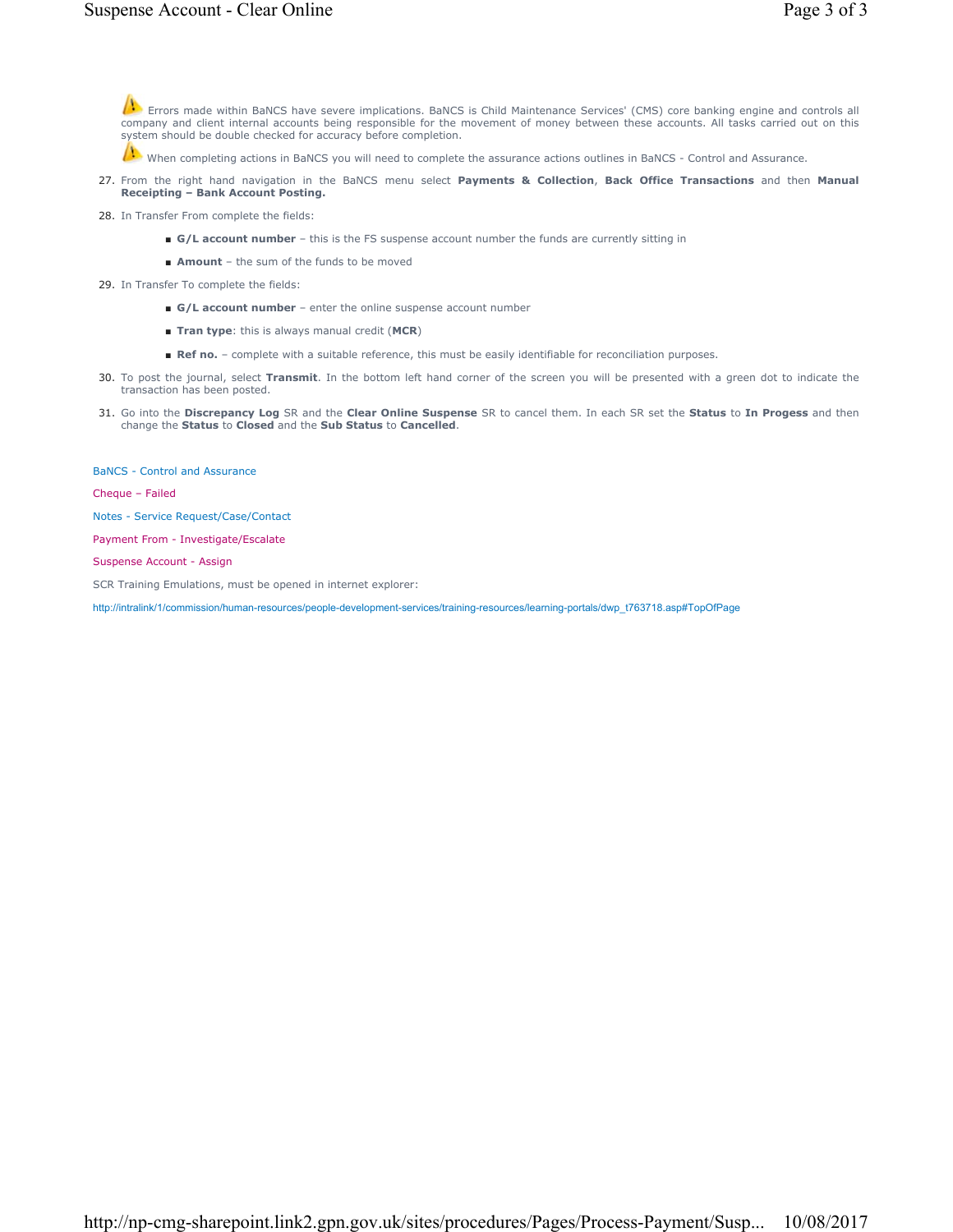⚠ Errors made within BaNCS have severe implications. BaNCS is Child Maintenance Services' (CMS) core banking engine and controls all company and client internal accounts being responsible for the movement of money between these accounts. All tasks carried out on this system should be double checked for accuracy before completion.

⚠ When completing actions in BaNCS you will need to complete the assurance actions outlines in BaNCS - Control and Assurance.

27. From the right hand navigation in the BaNCS menu select **Payments & Collection**, **Back Office Transactions** and then **Manual Receipting – Bank Account Posting.**
28. In Transfer From complete the fields:
    - **G/L account number** – this is the FS suspense account number the funds are currently sitting in
    - **Amount** – the sum of the funds to be moved
29. In Transfer To complete the fields:
    - **G/L account number** – enter the online suspense account number
    - **Tran type**: this is always manual credit (**MCR**)
    - **Ref no.** – complete with a suitable reference, this must be easily identifiable for reconciliation purposes.
30. To post the journal, select **Transmit**. In the bottom left hand corner of the screen you will be presented with a green dot to indicate the transaction has been posted.
31. Go into the **Discrepancy Log** SR and the **Clear Online Suspense** SR to cancel them. In each SR set the **Status** to **In Progess** and then change the **Status** to **Closed** and the **Sub Status** to **Cancelled**.

BaNCS - Control and Assurance

Cheque – Failed

Notes - Service Request/Case/Contact

Payment From - Investigate/Escalate

Suspense Account - Assign

SCR Training Emulations, must be opened in internet explorer:

http://intralink/1/commission/human-resources/people-development-services/training-resources/learning-portals/dwp_t763718.asp#TopOfPage